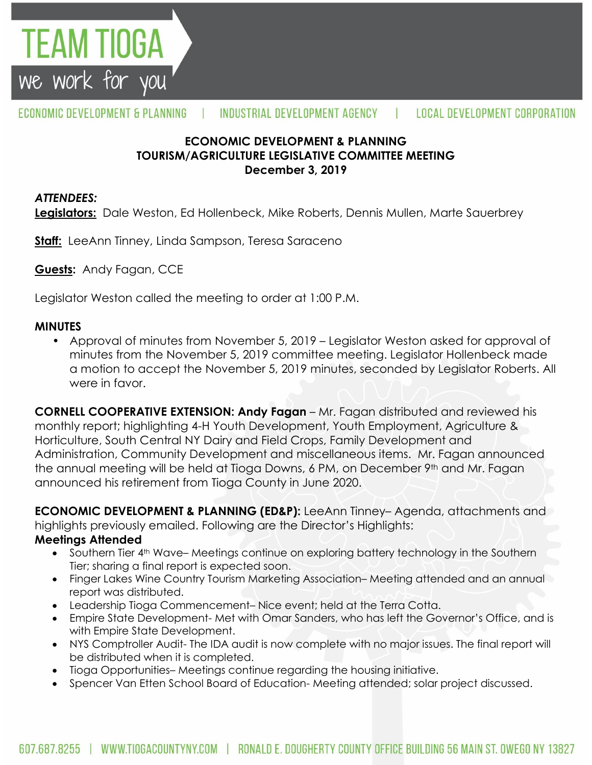# TEAM TIOGA

we work for you

ECONOMIC DEVELOPMENT & PLANNING | INDUSTRIAL DEVELOPMENT AGENCY | LOCAL DEVELOPMENT CORPORATION

**ECONOMIC DEVELOPMENT & PLANNING**
**TOURISM/AGRICULTURE LEGISLATIVE COMMITTEE MEETING**
**December 3, 2019**

***ATTENDEES:***

**Legislators:** Dale Weston, Ed Hollenbeck, Mike Roberts, Dennis Mullen, Marte Sauerbrey

**Staff:** LeeAnn Tinney, Linda Sampson, Teresa Saraceno

**Guests:** Andy Fagan, CCE

Legislator Weston called the meeting to order at 1:00 P.M.

**MINUTES**

- Approval of minutes from November 5, 2019 – Legislator Weston asked for approval of minutes from the November 5, 2019 committee meeting. Legislator Hollenbeck made a motion to accept the November 5, 2019 minutes, seconded by Legislator Roberts. All were in favor.

**CORNELL COOPERATIVE EXTENSION: Andy Fagan** – Mr. Fagan distributed and reviewed his monthly report; highlighting 4-H Youth Development, Youth Employment, Agriculture & Horticulture, South Central NY Dairy and Field Crops, Family Development and Administration, Community Development and miscellaneous items. Mr. Fagan announced the annual meeting will be held at Tioga Downs, 6 PM, on December 9th and Mr. Fagan announced his retirement from Tioga County in June 2020.

**ECONOMIC DEVELOPMENT & PLANNING (ED&P):** LeeAnn Tinney– Agenda, attachments and highlights previously emailed. Following are the Director's Highlights:

**Meetings Attended**

- Southern Tier 4th Wave– Meetings continue on exploring battery technology in the Southern Tier; sharing a final report is expected soon.
- Finger Lakes Wine Country Tourism Marketing Association– Meeting attended and an annual report was distributed.
- Leadership Tioga Commencement– Nice event; held at the Terra Cotta.
- Empire State Development- Met with Omar Sanders, who has left the Governor's Office, and is with Empire State Development.
- NYS Comptroller Audit- The IDA audit is now complete with no major issues. The final report will be distributed when it is completed.
- Tioga Opportunities– Meetings continue regarding the housing initiative.
- Spencer Van Etten School Board of Education- Meeting attended; solar project discussed.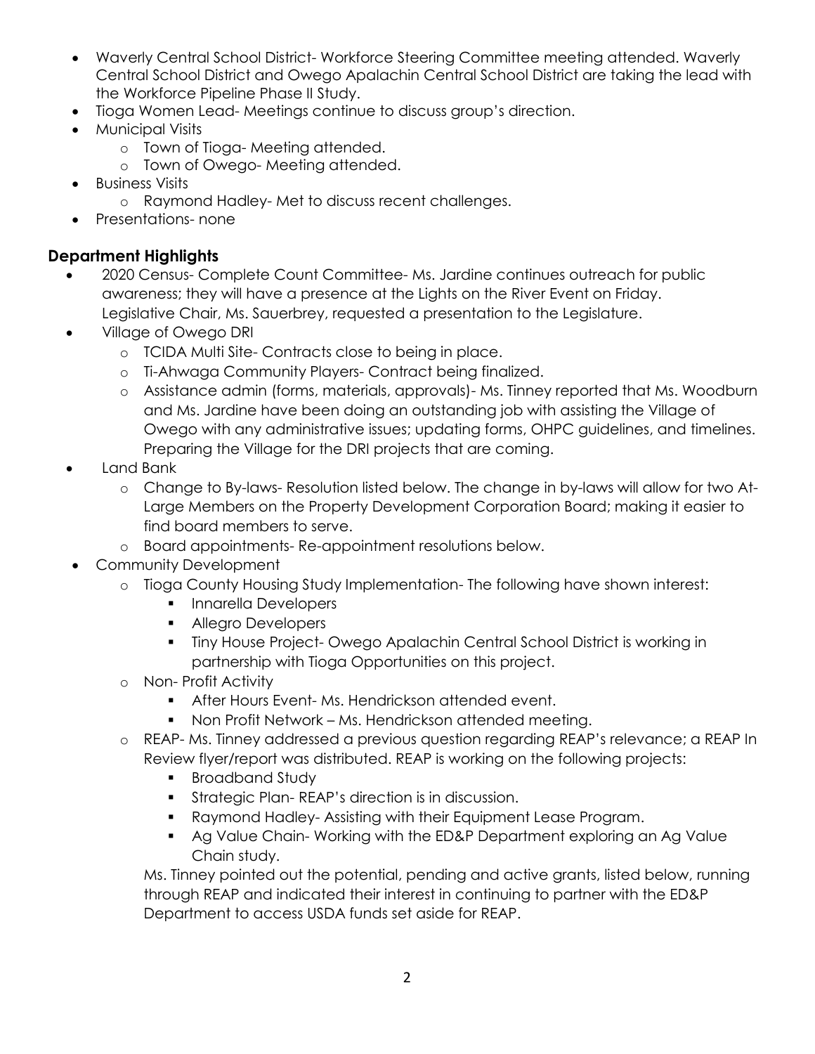- Waverly Central School District- Workforce Steering Committee meeting attended. Waverly Central School District and Owego Apalachin Central School District are taking the lead with the Workforce Pipeline Phase II Study.
- Tioga Women Lead- Meetings continue to discuss group's direction.
- Municipal Visits
  - Town of Tioga- Meeting attended.
  - Town of Owego- Meeting attended.
- Business Visits
  - Raymond Hadley- Met to discuss recent challenges.
- Presentations- none

## Department Highlights

- 2020 Census- Complete Count Committee- Ms. Jardine continues outreach for public awareness; they will have a presence at the Lights on the River Event on Friday. Legislative Chair, Ms. Sauerbrey, requested a presentation to the Legislature.
- Village of Owego DRI
  - TCIDA Multi Site- Contracts close to being in place.
  - Ti-Ahwaga Community Players- Contract being finalized.
  - Assistance admin (forms, materials, approvals)- Ms. Tinney reported that Ms. Woodburn and Ms. Jardine have been doing an outstanding job with assisting the Village of Owego with any administrative issues; updating forms, OHPC guidelines, and timelines. Preparing the Village for the DRI projects that are coming.
- Land Bank
  - Change to By-laws- Resolution listed below. The change in by-laws will allow for two At-Large Members on the Property Development Corporation Board; making it easier to find board members to serve.
  - Board appointments- Re-appointment resolutions below.
- Community Development
  - Tioga County Housing Study Implementation- The following have shown interest:
    - Innarella Developers
    - Allegro Developers
    - Tiny House Project- Owego Apalachin Central School District is working in partnership with Tioga Opportunities on this project.
  - Non- Profit Activity
    - After Hours Event- Ms. Hendrickson attended event.
    - Non Profit Network – Ms. Hendrickson attended meeting.
  - REAP- Ms. Tinney addressed a previous question regarding REAP's relevance; a REAP In Review flyer/report was distributed. REAP is working on the following projects:
    - Broadband Study
    - Strategic Plan- REAP's direction is in discussion.
    - Raymond Hadley- Assisting with their Equipment Lease Program.
    - Ag Value Chain- Working with the ED&P Department exploring an Ag Value Chain study.

    Ms. Tinney pointed out the potential, pending and active grants, listed below, running through REAP and indicated their interest in continuing to partner with the ED&P Department to access USDA funds set aside for REAP.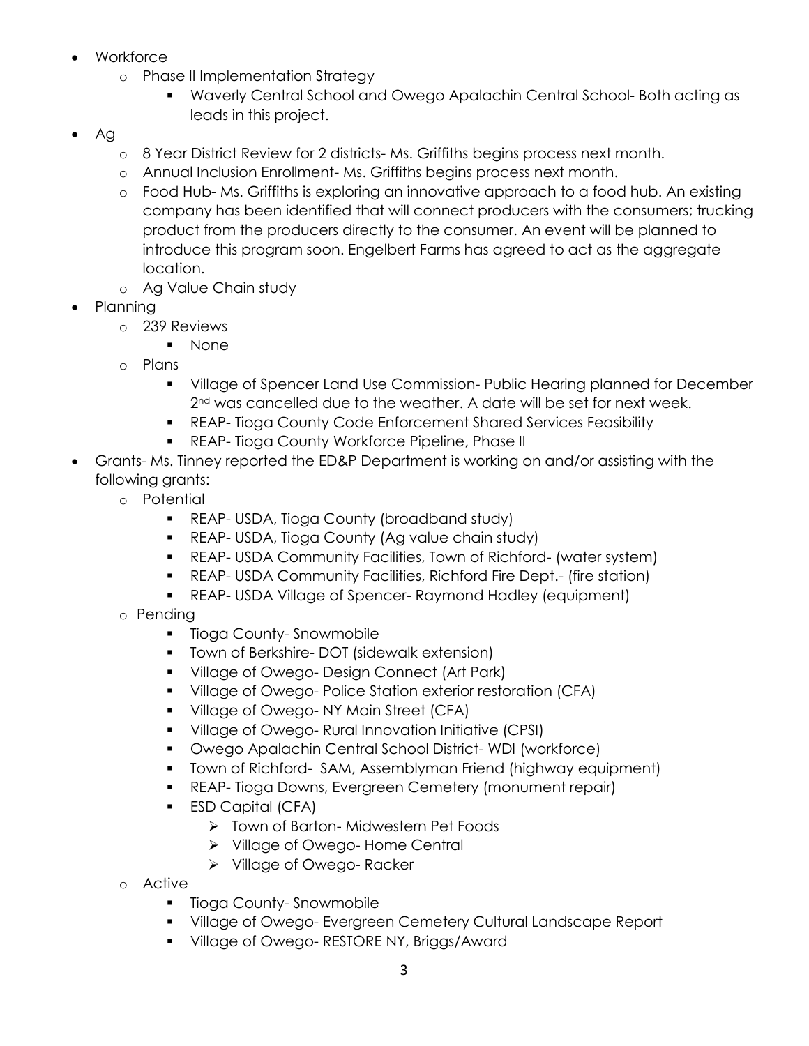- Workforce
  - Phase II Implementation Strategy
    - Waverly Central School and Owego Apalachin Central School- Both acting as leads in this project.
- Ag
  - 8 Year District Review for 2 districts- Ms. Griffiths begins process next month.
  - Annual Inclusion Enrollment- Ms. Griffiths begins process next month.
  - Food Hub- Ms. Griffiths is exploring an innovative approach to a food hub. An existing company has been identified that will connect producers with the consumers; trucking product from the producers directly to the consumer. An event will be planned to introduce this program soon. Engelbert Farms has agreed to act as the aggregate location.
  - Ag Value Chain study
- Planning
  - 239 Reviews
    - None
  - Plans
    - Village of Spencer Land Use Commission- Public Hearing planned for December 2nd was cancelled due to the weather. A date will be set for next week.
    - REAP- Tioga County Code Enforcement Shared Services Feasibility
    - REAP- Tioga County Workforce Pipeline, Phase II
- Grants- Ms. Tinney reported the ED&P Department is working on and/or assisting with the following grants:
  - Potential
    - REAP- USDA, Tioga County (broadband study)
    - REAP- USDA, Tioga County (Ag value chain study)
    - REAP- USDA Community Facilities, Town of Richford- (water system)
    - REAP- USDA Community Facilities, Richford Fire Dept.- (fire station)
    - REAP- USDA Village of Spencer- Raymond Hadley (equipment)
  - Pending
    - Tioga County- Snowmobile
    - Town of Berkshire- DOT (sidewalk extension)
    - Village of Owego- Design Connect (Art Park)
    - Village of Owego- Police Station exterior restoration (CFA)
    - Village of Owego- NY Main Street (CFA)
    - Village of Owego- Rural Innovation Initiative (CPSI)
    - Owego Apalachin Central School District- WDI (workforce)
    - Town of Richford- SAM, Assemblyman Friend (highway equipment)
    - REAP- Tioga Downs, Evergreen Cemetery (monument repair)
    - ESD Capital (CFA)
      - Town of Barton- Midwestern Pet Foods
      - Village of Owego- Home Central
      - Village of Owego- Racker
  - Active
    - Tioga County- Snowmobile
    - Village of Owego- Evergreen Cemetery Cultural Landscape Report
    - Village of Owego- RESTORE NY, Briggs/Award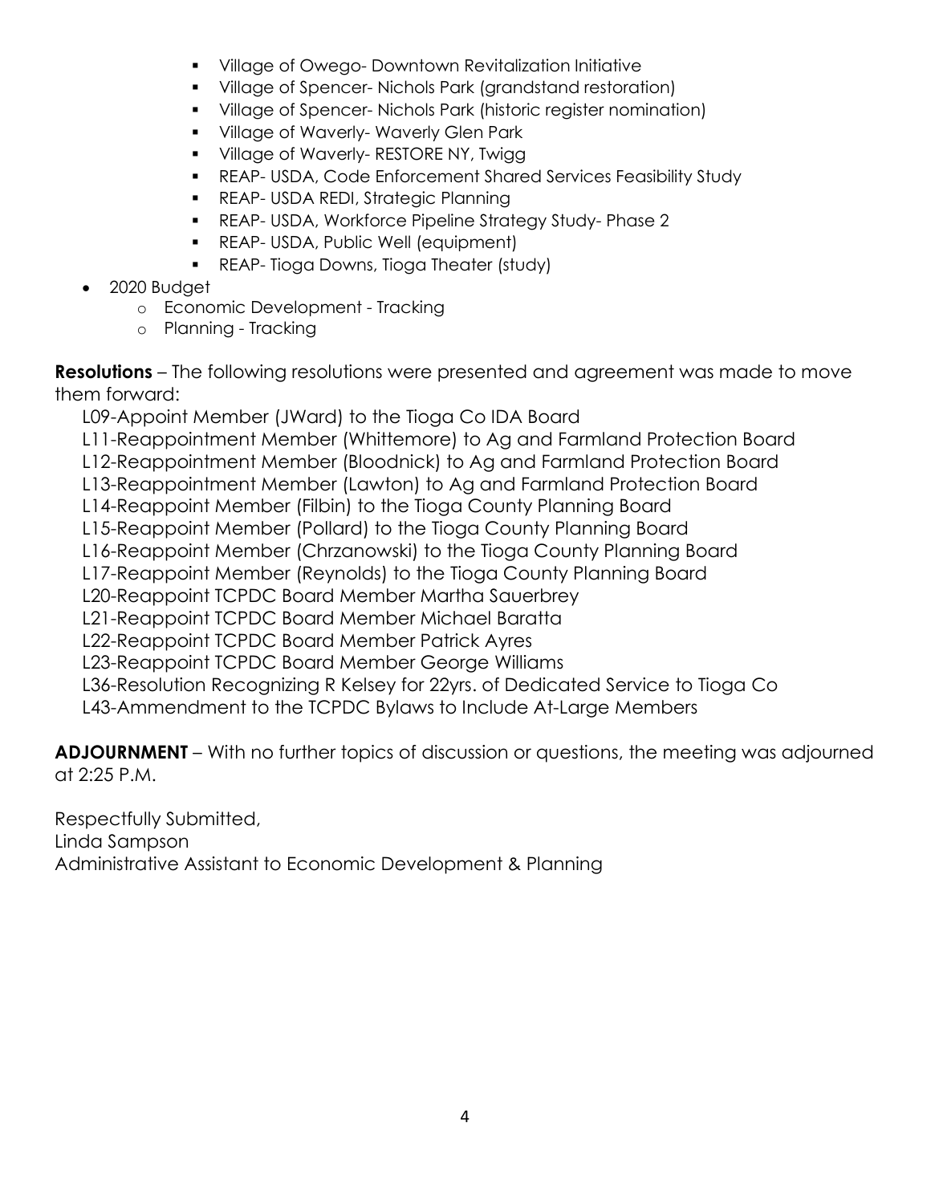- Village of Owego- Downtown Revitalization Initiative
    - Village of Spencer- Nichols Park (grandstand restoration)
    - Village of Spencer- Nichols Park (historic register nomination)
    - Village of Waverly- Waverly Glen Park
    - Village of Waverly- RESTORE NY, Twigg
    - REAP- USDA, Code Enforcement Shared Services Feasibility Study
    - REAP- USDA REDI, Strategic Planning
    - REAP- USDA, Workforce Pipeline Strategy Study- Phase 2
    - REAP- USDA, Public Well (equipment)
    - REAP- Tioga Downs, Tioga Theater (study)
- 2020 Budget
    - Economic Development - Tracking
    - Planning - Tracking

**Resolutions** – The following resolutions were presented and agreement was made to move them forward:

L09-Appoint Member (JWard) to the Tioga Co IDA Board
L11-Reappointment Member (Whittemore) to Ag and Farmland Protection Board
L12-Reappointment Member (Bloodnick) to Ag and Farmland Protection Board
L13-Reappointment Member (Lawton) to Ag and Farmland Protection Board
L14-Reappoint Member (Filbin) to the Tioga County Planning Board
L15-Reappoint Member (Pollard) to the Tioga County Planning Board
L16-Reappoint Member (Chrzanowski) to the Tioga County Planning Board
L17-Reappoint Member (Reynolds) to the Tioga County Planning Board
L20-Reappoint TCPDC Board Member Martha Sauerbrey
L21-Reappoint TCPDC Board Member Michael Baratta
L22-Reappoint TCPDC Board Member Patrick Ayres
L23-Reappoint TCPDC Board Member George Williams
L36-Resolution Recognizing R Kelsey for 22yrs. of Dedicated Service to Tioga Co
L43-Ammendment to the TCPDC Bylaws to Include At-Large Members

**ADJOURNMENT** – With no further topics of discussion or questions, the meeting was adjourned at 2:25 P.M.

Respectfully Submitted,
Linda Sampson
Administrative Assistant to Economic Development & Planning